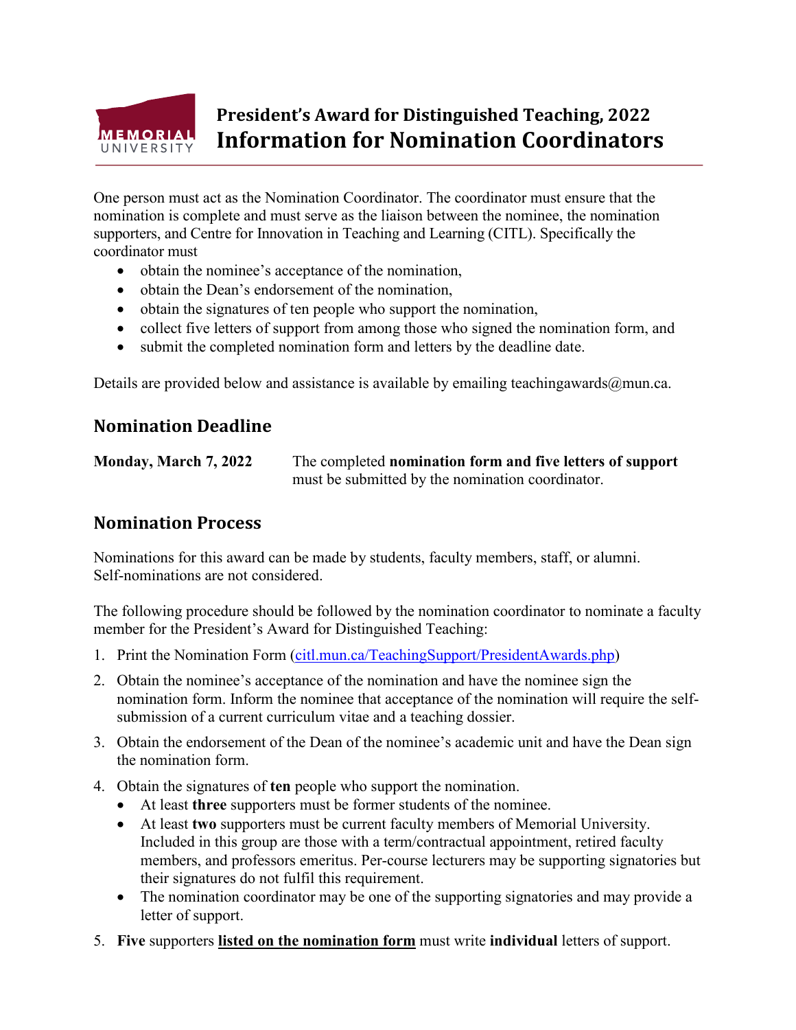# President's Award for Distinguished Teaching, 2022
# Information for Nomination Coordinators

One person must act as the Nomination Coordinator. The coordinator must ensure that the nomination is complete and must serve as the liaison between the nominee, the nomination supporters, and Centre for Innovation in Teaching and Learning (CITL). Specifically the coordinator must

- obtain the nominee's acceptance of the nomination,
- obtain the Dean's endorsement of the nomination,
- obtain the signatures of ten people who support the nomination,
- collect five letters of support from among those who signed the nomination form, and
- submit the completed nomination form and letters by the deadline date.

Details are provided below and assistance is available by emailing teachingawards@mun.ca.

## Nomination Deadline

**Monday, March 7, 2022** The completed **nomination form and five letters of support** must be submitted by the nomination coordinator.

## Nomination Process

Nominations for this award can be made by students, faculty members, staff, or alumni. Self-nominations are not considered.

The following procedure should be followed by the nomination coordinator to nominate a faculty member for the President's Award for Distinguished Teaching:

1. Print the Nomination Form ([citl.mun.ca/TeachingSupport/PresidentAwards.php](citl.mun.ca/TeachingSupport/PresidentAwards.php))
2. Obtain the nominee's acceptance of the nomination and have the nominee sign the nomination form. Inform the nominee that acceptance of the nomination will require the self-submission of a current curriculum vitae and a teaching dossier.
3. Obtain the endorsement of the Dean of the nominee's academic unit and have the Dean sign the nomination form.
4. Obtain the signatures of **ten** people who support the nomination.
   - At least **three** supporters must be former students of the nominee.
   - At least **two** supporters must be current faculty members of Memorial University. Included in this group are those with a term/contractual appointment, retired faculty members, and professors emeritus. Per-course lecturers may be supporting signatories but their signatures do not fulfil this requirement.
   - The nomination coordinator may be one of the supporting signatories and may provide a letter of support.
5. **Five** supporters **<u>listed on the nomination form</u>** must write **individual** letters of support.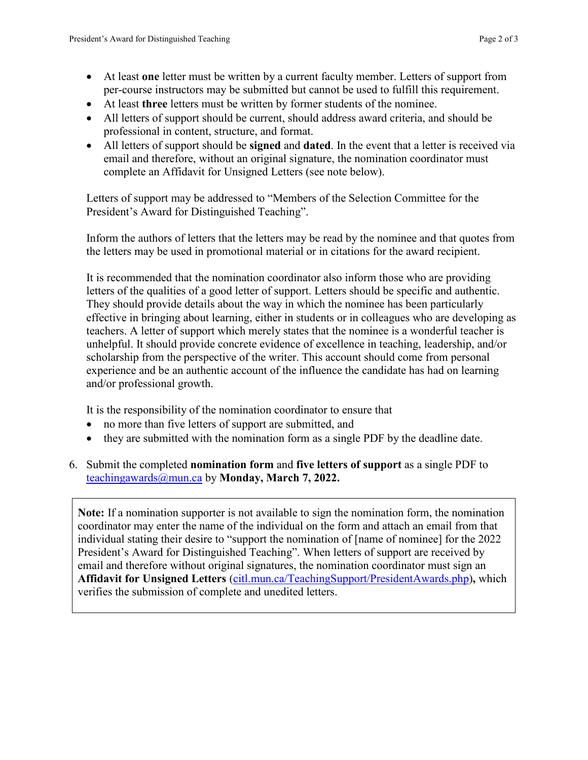- At least **one** letter must be written by a current faculty member. Letters of support from per-course instructors may be submitted but cannot be used to fulfill this requirement.
- At least **three** letters must be written by former students of the nominee.
- All letters of support should be current, should address award criteria, and should be professional in content, structure, and format.
- All letters of support should be **signed** and **dated**. In the event that a letter is received via email and therefore, without an original signature, the nomination coordinator must complete an Affidavit for Unsigned Letters (see note below).

Letters of support may be addressed to "Members of the Selection Committee for the President's Award for Distinguished Teaching".

Inform the authors of letters that the letters may be read by the nominee and that quotes from the letters may be used in promotional material or in citations for the award recipient.

It is recommended that the nomination coordinator also inform those who are providing letters of the qualities of a good letter of support. Letters should be specific and authentic. They should provide details about the way in which the nominee has been particularly effective in bringing about learning, either in students or in colleagues who are developing as teachers. A letter of support which merely states that the nominee is a wonderful teacher is unhelpful. It should provide concrete evidence of excellence in teaching, leadership, and/or scholarship from the perspective of the writer. This account should come from personal experience and be an authentic account of the influence the candidate has had on learning and/or professional growth.

It is the responsibility of the nomination coordinator to ensure that

- no more than five letters of support are submitted, and
- they are submitted with the nomination form as a single PDF by the deadline date.

6. Submit the completed **nomination form** and **five letters of support** as a single PDF to teachingawards@mun.ca by **Monday, March 7, 2022.**

> **Note:** If a nomination supporter is not available to sign the nomination form, the nomination coordinator may enter the name of the individual on the form and attach an email from that individual stating their desire to "support the nomination of [name of nominee] for the 2022 President's Award for Distinguished Teaching". When letters of support are received by email and therefore without original signatures, the nomination coordinator must sign an **Affidavit for Unsigned Letters** (citl.mun.ca/TeachingSupport/PresidentAwards.php)**,** which verifies the submission of complete and unedited letters.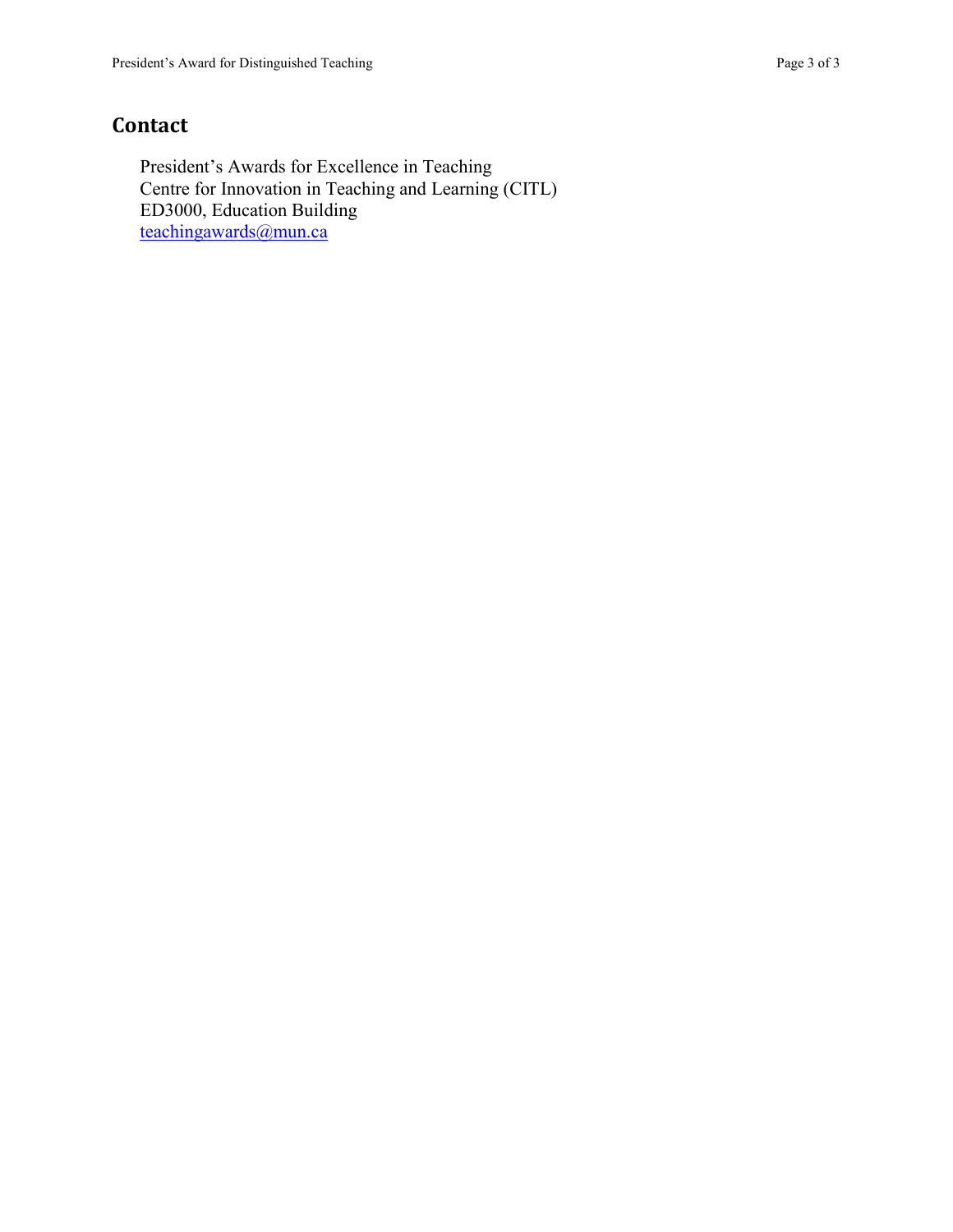## Contact

President's Awards for Excellence in Teaching
Centre for Innovation in Teaching and Learning (CITL)
ED3000, Education Building
teachingawards@mun.ca